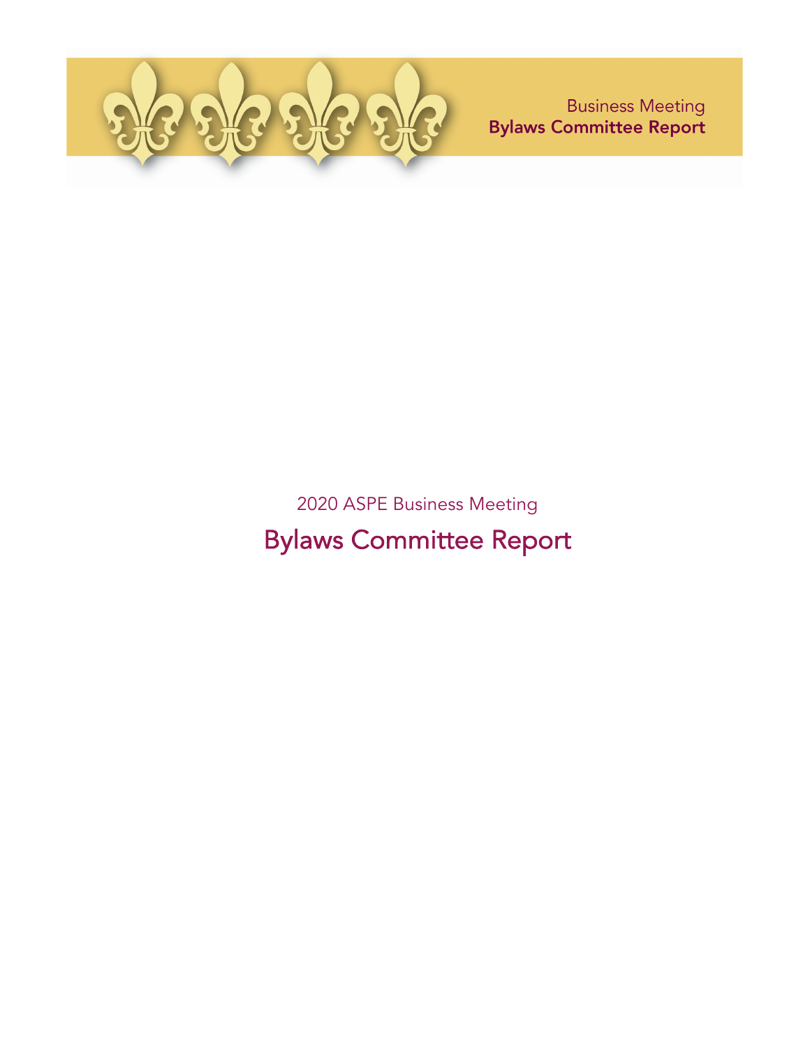Business Meeting
**Bylaws Committee Report**

2020 ASPE Business Meeting

# Bylaws Committee Report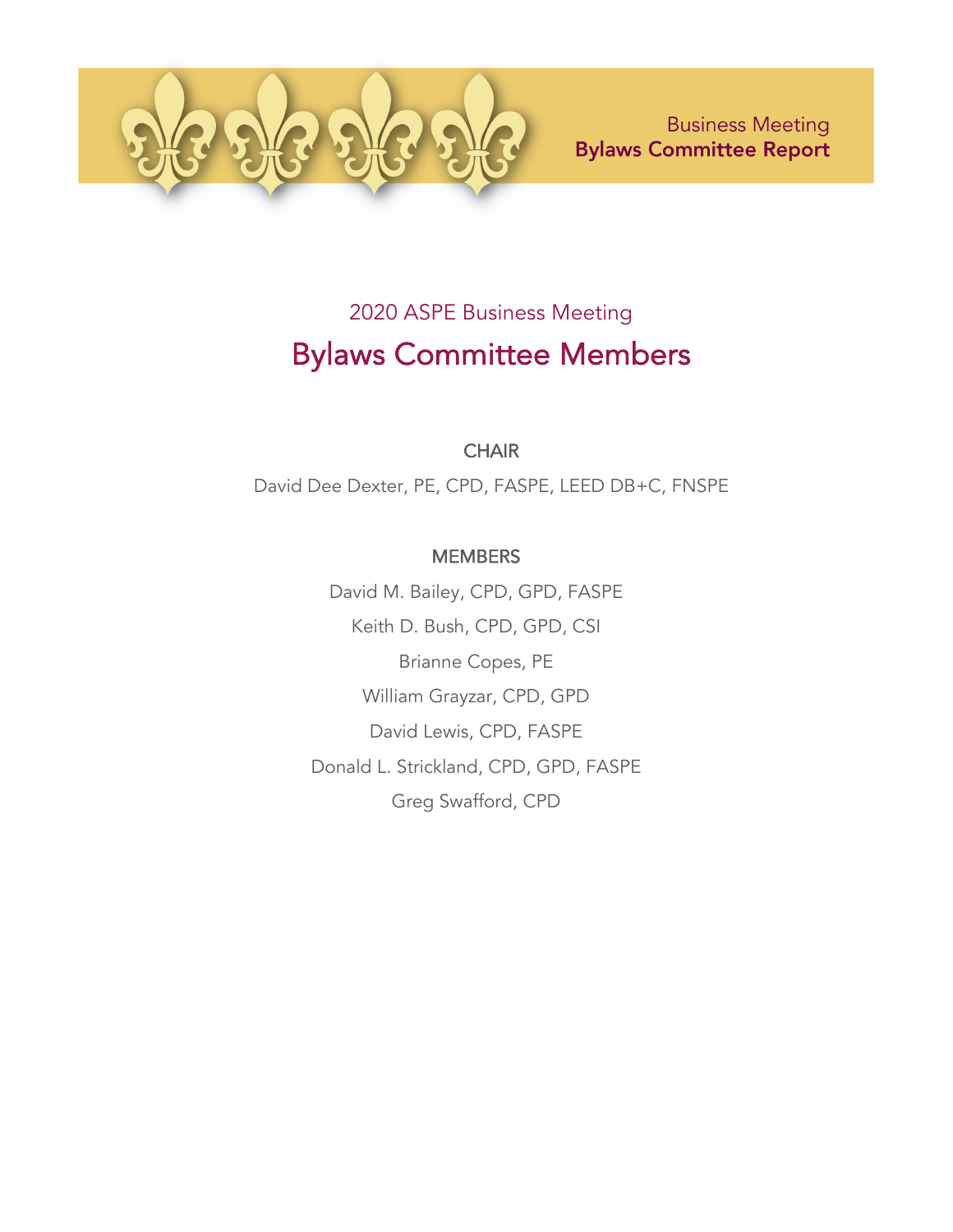2020 ASPE Business Meeting

# Bylaws Committee Members

CHAIR

David Dee Dexter, PE, CPD, FASPE, LEED DB+C, FNSPE

MEMBERS

David M. Bailey, CPD, GPD, FASPE

Keith D. Bush, CPD, GPD, CSI

Brianne Copes, PE

William Grayzar, CPD, GPD

David Lewis, CPD, FASPE

Donald L. Strickland, CPD, GPD, FASPE

Greg Swafford, CPD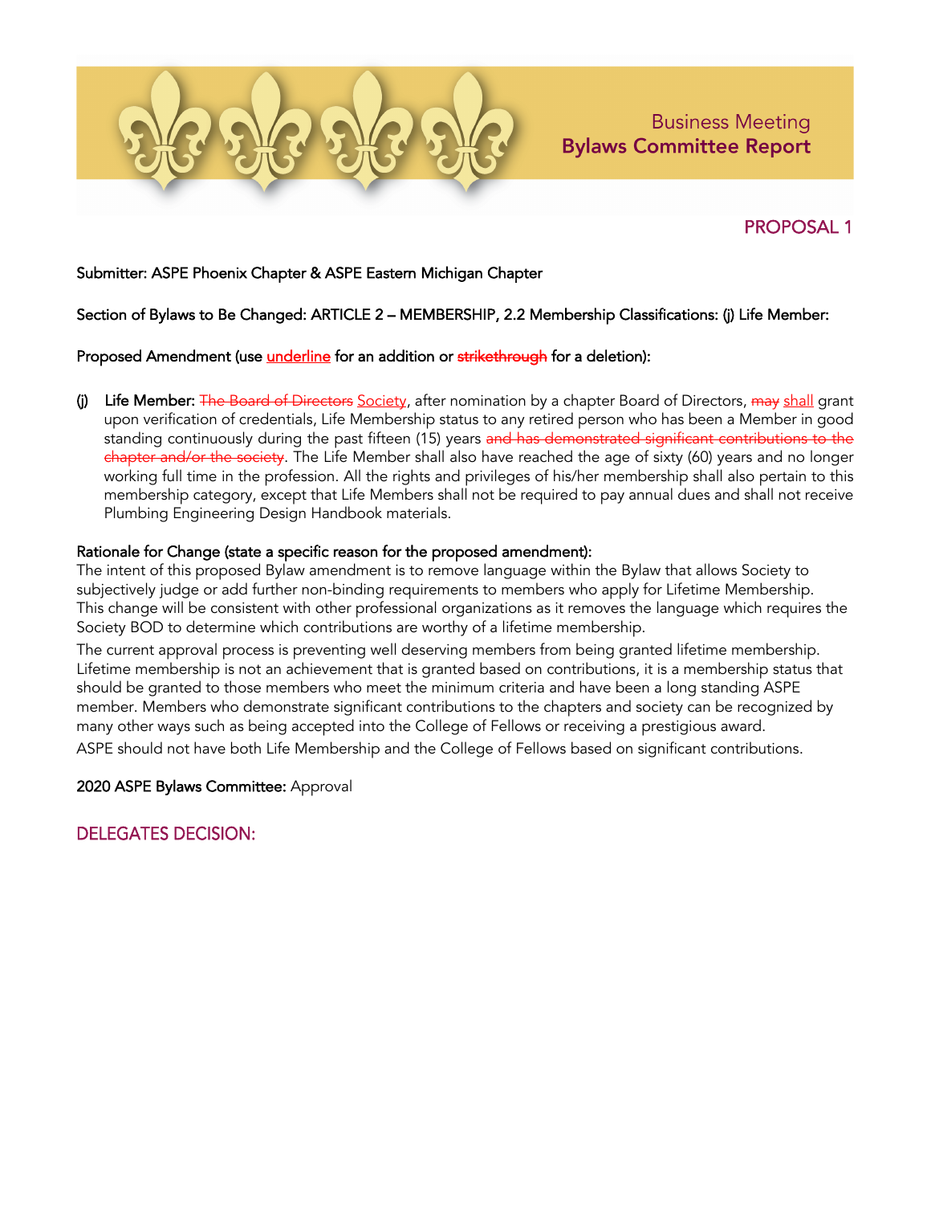Business Meeting
**Bylaws Committee Report**

## PROPOSAL 1

Submitter: ASPE Phoenix Chapter & ASPE Eastern Michigan Chapter

Section of Bylaws to Be Changed: ARTICLE 2 – MEMBERSHIP, 2.2 Membership Classifications: (j) Life Member:

Proposed Amendment (use <u>underline</u> for an addition or ~~strikethrough~~ for a deletion):

(j) Life Member: ~~The Board of Directors~~ <u>Society</u>, after nomination by a chapter Board of Directors, ~~may~~ <u>shall</u> grant upon verification of credentials, Life Membership status to any retired person who has been a Member in good standing continuously during the past fifteen (15) years ~~and has demonstrated significant contributions to the chapter and/or the society~~. The Life Member shall also have reached the age of sixty (60) years and no longer working full time in the profession. All the rights and privileges of his/her membership shall also pertain to this membership category, except that Life Members shall not be required to pay annual dues and shall not receive Plumbing Engineering Design Handbook materials.

Rationale for Change (state a specific reason for the proposed amendment):

The intent of this proposed Bylaw amendment is to remove language within the Bylaw that allows Society to subjectively judge or add further non-binding requirements to members who apply for Lifetime Membership. This change will be consistent with other professional organizations as it removes the language which requires the Society BOD to determine which contributions are worthy of a lifetime membership.

The current approval process is preventing well deserving members from being granted lifetime membership. Lifetime membership is not an achievement that is granted based on contributions, it is a membership status that should be granted to those members who meet the minimum criteria and have been a long standing ASPE member. Members who demonstrate significant contributions to the chapters and society can be recognized by many other ways such as being accepted into the College of Fellows or receiving a prestigious award.

ASPE should not have both Life Membership and the College of Fellows based on significant contributions.

**2020 ASPE Bylaws Committee:** Approval

## DELEGATES DECISION: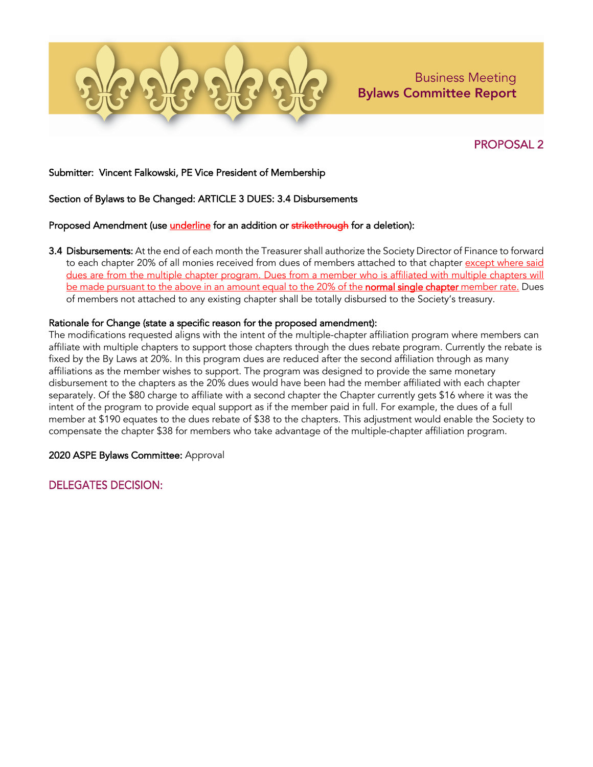Business Meeting
**Bylaws Committee Report**

## PROPOSAL 2

Submitter: Vincent Falkowski, PE Vice President of Membership

Section of Bylaws to Be Changed: ARTICLE 3 DUES: 3.4 Disbursements

Proposed Amendment (use <u>underline</u> for an addition or ~~strikethrough~~ for a deletion):

**3.4 Disbursements:** At the end of each month the Treasurer shall authorize the Society Director of Finance to forward to each chapter 20% of all monies received from dues of members attached to that chapter <u>except where said dues are from the multiple chapter program. Dues from a member who is affiliated with multiple chapters will be made pursuant to the above in an amount equal to the 20% of the **normal single chapter** member rate.</u> Dues of members not attached to any existing chapter shall be totally disbursed to the Society's treasury.

**Rationale for Change (state a specific reason for the proposed amendment):**
The modifications requested aligns with the intent of the multiple-chapter affiliation program where members can affiliate with multiple chapters to support those chapters through the dues rebate program. Currently the rebate is fixed by the By Laws at 20%. In this program dues are reduced after the second affiliation through as many affiliations as the member wishes to support. The program was designed to provide the same monetary disbursement to the chapters as the 20% dues would have been had the member affiliated with each chapter separately. Of the $80 charge to affiliate with a second chapter the Chapter currently gets $16 where it was the intent of the program to provide equal support as if the member paid in full. For example, the dues of a full member at $190 equates to the dues rebate of $38 to the chapters. This adjustment would enable the Society to compensate the chapter $38 for members who take advantage of the multiple-chapter affiliation program.

**2020 ASPE Bylaws Committee:** Approval

## DELEGATES DECISION: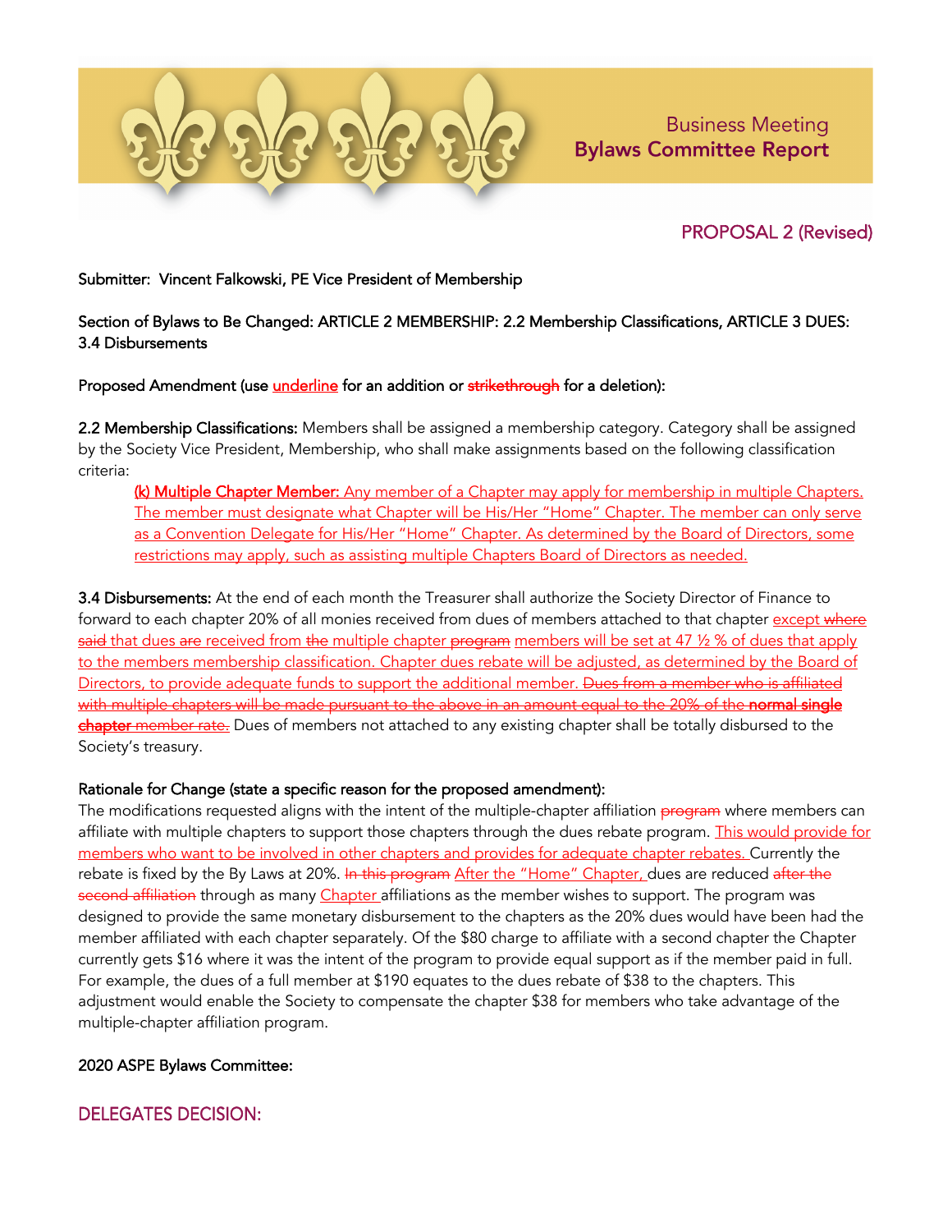Business Meeting
**Bylaws Committee Report**

## PROPOSAL 2 (Revised)

Submitter: Vincent Falkowski, PE Vice President of Membership

Section of Bylaws to Be Changed: ARTICLE 2 MEMBERSHIP: 2.2 Membership Classifications, ARTICLE 3 DUES: 3.4 Disbursements

Proposed Amendment (use <u>underline</u> for an addition or ~~strikethrough~~ for a deletion):

**2.2 Membership Classifications:** Members shall be assigned a membership category. Category shall be assigned by the Society Vice President, Membership, who shall make assignments based on the following classification criteria:

> <u>**(k) Multiple Chapter Member:** Any member of a Chapter may apply for membership in multiple Chapters. The member must designate what Chapter will be His/Her "Home" Chapter. The member can only serve as a Convention Delegate for His/Her "Home" Chapter. As determined by the Board of Directors, some restrictions may apply, such as assisting multiple Chapters Board of Directors as needed.</u>

**3.4 Disbursements:** At the end of each month the Treasurer shall authorize the Society Director of Finance to forward to each chapter 20% of all monies received from dues of members attached to that chapter <u>except</u> ~~where said~~ <u>that</u> dues ~~are received from the~~ <u>from</u> multiple chapter ~~program~~ <u>members will be set at 47 ½ % of dues that apply to the members membership classification. Chapter dues rebate will be adjusted, as determined by the Board of Directors, to provide adequate funds to support the additional member.</u> ~~Dues from a member who is affiliated with multiple chapters will be made pursuant to the above in an amount equal to the 20% of the~~ ~~**normal single chapter**~~ ~~member rate.~~ Dues of members not attached to any existing chapter shall be totally disbursed to the Society's treasury.

**Rationale for Change (state a specific reason for the proposed amendment):**

The modifications requested aligns with the intent of the multiple-chapter affiliation ~~program~~ where members can affiliate with multiple chapters to support those chapters through the dues rebate program. <u>This would provide for members who want to be involved in other chapters and provides for adequate chapter rebates.</u> Currently the rebate is fixed by the By Laws at 20%. ~~In this program~~ <u>After the "Home" Chapter,</u> dues are reduced ~~after the second affiliation~~ through as many <u>Chapter</u> affiliations as the member wishes to support. The program was designed to provide the same monetary disbursement to the chapters as the 20% dues would have been had the member affiliated with each chapter separately. Of the $80 charge to affiliate with a second chapter the Chapter currently gets $16 where it was the intent of the program to provide equal support as if the member paid in full. For example, the dues of a full member at $190 equates to the dues rebate of $38 to the chapters. This adjustment would enable the Society to compensate the chapter $38 for members who take advantage of the multiple-chapter affiliation program.

**2020 ASPE Bylaws Committee:**

## DELEGATES DECISION: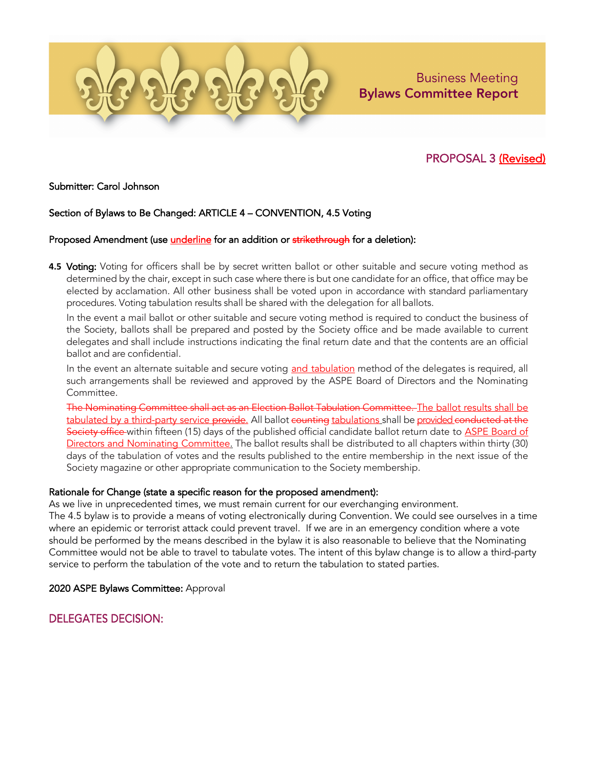## PROPOSAL 3 <u>(Revised)</u>

Submitter: Carol Johnson

Section of Bylaws to Be Changed: ARTICLE 4 – CONVENTION, 4.5 Voting

Proposed Amendment (use <u>underline</u> for an addition or ~~strikethrough~~ for a deletion):

**4.5 Voting:** Voting for officers shall be by secret written ballot or other suitable and secure voting method as determined by the chair, except in such case where there is but one candidate for an office, that office may be elected by acclamation. All other business shall be voted upon in accordance with standard parliamentary procedures. Voting tabulation results shall be shared with the delegation for all ballots.

In the event a mail ballot or other suitable and secure voting method is required to conduct the business of the Society, ballots shall be prepared and posted by the Society office and be made available to current delegates and shall include instructions indicating the final return date and that the contents are an official ballot and are confidential.

In the event an alternate suitable and secure voting <u>and tabulation</u> method of the delegates is required, all such arrangements shall be reviewed and approved by the ASPE Board of Directors and the Nominating Committee.

~~The Nominating Committee shall act as an Election Ballot Tabulation Committee.~~ <u>The ballot results shall be tabulated by a third-party service</u> ~~provide~~<u>.</u> All ballot ~~counting~~ <u>tabulations</u> shall be <u>provided</u> ~~conducted at the Society office~~ within fifteen (15) days of the published official candidate ballot return date to <u>ASPE Board of Directors and Nominating Committee.</u> The ballot results shall be distributed to all chapters within thirty (30) days of the tabulation of votes and the results published to the entire membership in the next issue of the Society magazine or other appropriate communication to the Society membership.

Rationale for Change (state a specific reason for the proposed amendment):

As we live in unprecedented times, we must remain current for our everchanging environment.
The 4.5 bylaw is to provide a means of voting electronically during Convention. We could see ourselves in a time where an epidemic or terrorist attack could prevent travel. If we are in an emergency condition where a vote should be performed by the means described in the bylaw it is also reasonable to believe that the Nominating Committee would not be able to travel to tabulate votes. The intent of this bylaw change is to allow a third-party service to perform the tabulation of the vote and to return the tabulation to stated parties.

2020 ASPE Bylaws Committee: Approval

## DELEGATES DECISION: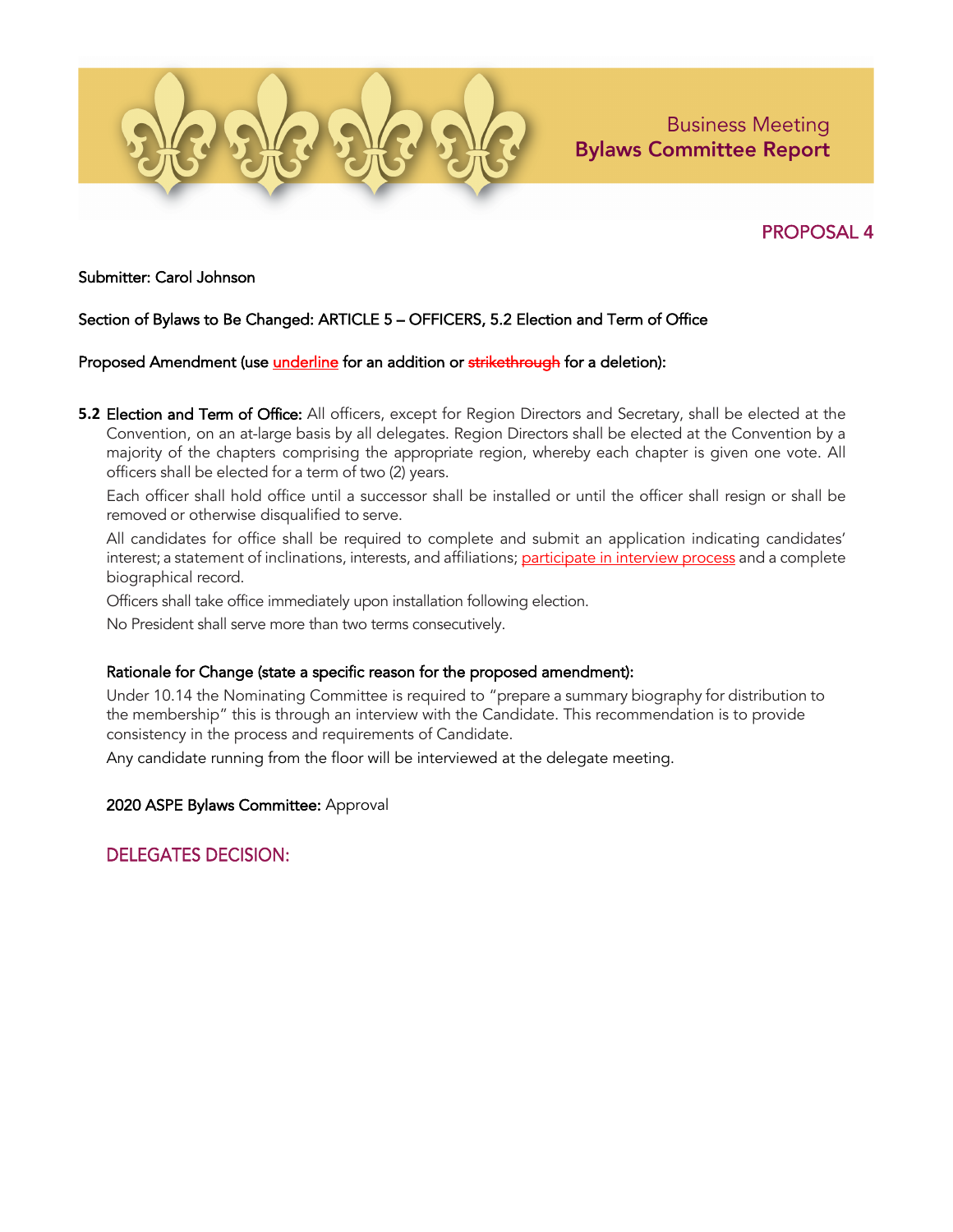Business Meeting
**Bylaws Committee Report**

## PROPOSAL 4

Submitter: Carol Johnson

Section of Bylaws to Be Changed: ARTICLE 5 – OFFICERS, 5.2 Election and Term of Office

Proposed Amendment (use <u>underline</u> for an addition or ~~strikethrough~~ for a deletion):

**5.2** **Election and Term of Office:** All officers, except for Region Directors and Secretary, shall be elected at the Convention, on an at-large basis by all delegates. Region Directors shall be elected at the Convention by a majority of the chapters comprising the appropriate region, whereby each chapter is given one vote. All officers shall be elected for a term of two (2) years.

Each officer shall hold office until a successor shall be installed or until the officer shall resign or shall be removed or otherwise disqualified to serve.

All candidates for office shall be required to complete and submit an application indicating candidates' interest; a statement of inclinations, interests, and affiliations; <u>participate in interview process</u> and a complete biographical record.

Officers shall take office immediately upon installation following election.

No President shall serve more than two terms consecutively.

**Rationale for Change (state a specific reason for the proposed amendment):**

Under 10.14 the Nominating Committee is required to "prepare a summary biography for distribution to the membership" this is through an interview with the Candidate. This recommendation is to provide consistency in the process and requirements of Candidate.

Any candidate running from the floor will be interviewed at the delegate meeting.

**2020 ASPE Bylaws Committee:** Approval

## DELEGATES DECISION: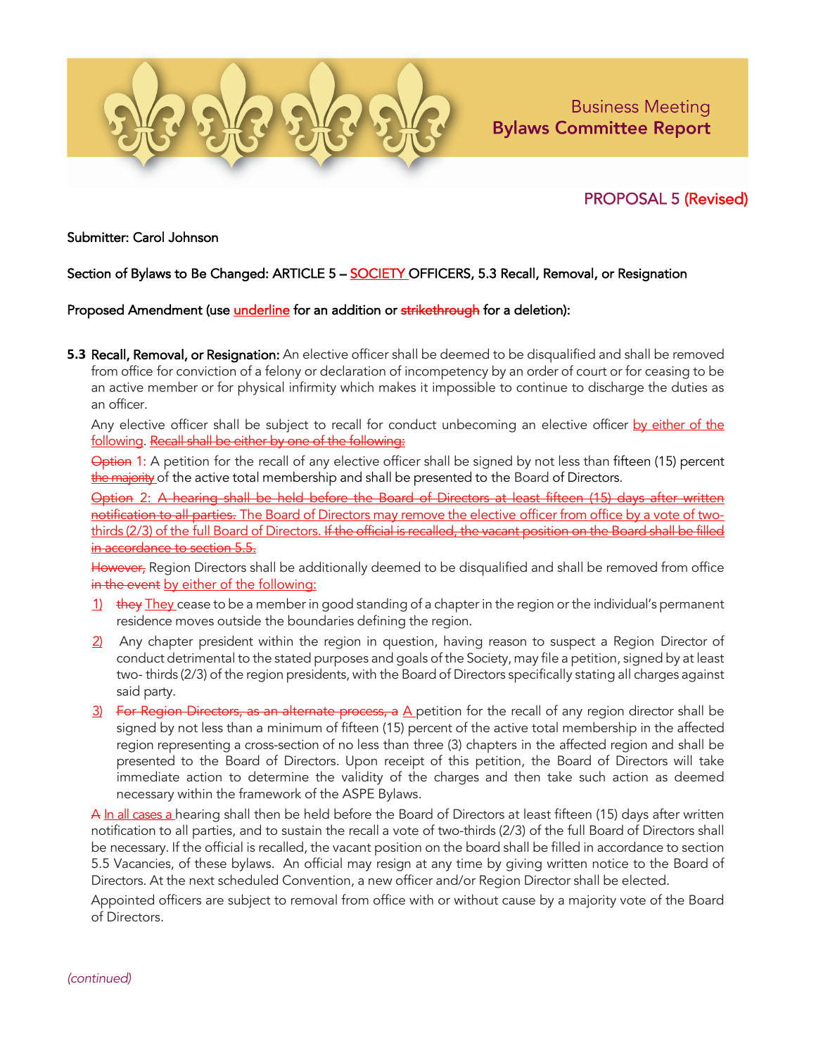Business Meeting
**Bylaws Committee Report**

## PROPOSAL 5 (Revised)

Submitter: Carol Johnson

Section of Bylaws to Be Changed: ARTICLE 5 – <u>SOCIETY</u> OFFICERS, 5.3 Recall, Removal, or Resignation

Proposed Amendment (use <u>underline</u> for an addition or ~~strikethrough~~ for a deletion):

**5.3 Recall, Removal, or Resignation:** An elective officer shall be deemed to be disqualified and shall be removed from office for conviction of a felony or declaration of incompetency by an order of court or for ceasing to be an active member or for physical infirmity which makes it impossible to continue to discharge the duties as an officer.

Any elective officer shall be subject to recall for conduct unbecoming an elective officer <u>by either of the following</u>. ~~Recall shall be either by one of the following:~~

~~Option~~ 1: A petition for the recall of any elective officer shall be signed by not less than fifteen (15) percent ~~the majority~~ of the active total membership and shall be presented to the Board of Directors.

~~Option 2: A hearing shall be held before the Board of Directors at least fifteen (15) days after written notification to all parties.~~ The Board of Directors may remove the elective officer from office by a vote of two-thirds (2/3) of the full Board of Directors. ~~If the official is recalled, the vacant position on the Board shall be filled in accordance to section 5.5.~~

~~However,~~ Region Directors shall be additionally deemed to be disqualified and shall be removed from office ~~in the event~~ <u>by either of the following:</u>

<u>1)</u> ~~they~~ <u>They</u> cease to be a member in good standing of a chapter in the region or the individual's permanent residence moves outside the boundaries defining the region.

<u>2)</u> Any chapter president within the region in question, having reason to suspect a Region Director of conduct detrimental to the stated purposes and goals of the Society, may file a petition, signed by at least two- thirds (2/3) of the region presidents, with the Board of Directors specifically stating all charges against said party.

<u>3)</u> ~~For Region Directors, as an alternate process, a~~ <u>A</u> petition for the recall of any region director shall be signed by not less than a minimum of fifteen (15) percent of the active total membership in the affected region representing a cross-section of no less than three (3) chapters in the affected region and shall be presented to the Board of Directors. Upon receipt of this petition, the Board of Directors will take immediate action to determine the validity of the charges and then take such action as deemed necessary within the framework of the ASPE Bylaws.

~~A~~ <u>In all cases a</u> hearing shall then be held before the Board of Directors at least fifteen (15) days after written notification to all parties, and to sustain the recall a vote of two-thirds (2/3) of the full Board of Directors shall be necessary. If the official is recalled, the vacant position on the board shall be filled in accordance to section 5.5 Vacancies, of these bylaws. An official may resign at any time by giving written notice to the Board of Directors. At the next scheduled Convention, a new officer and/or Region Director shall be elected.

Appointed officers are subject to removal from office with or without cause by a majority vote of the Board of Directors.

*(continued)*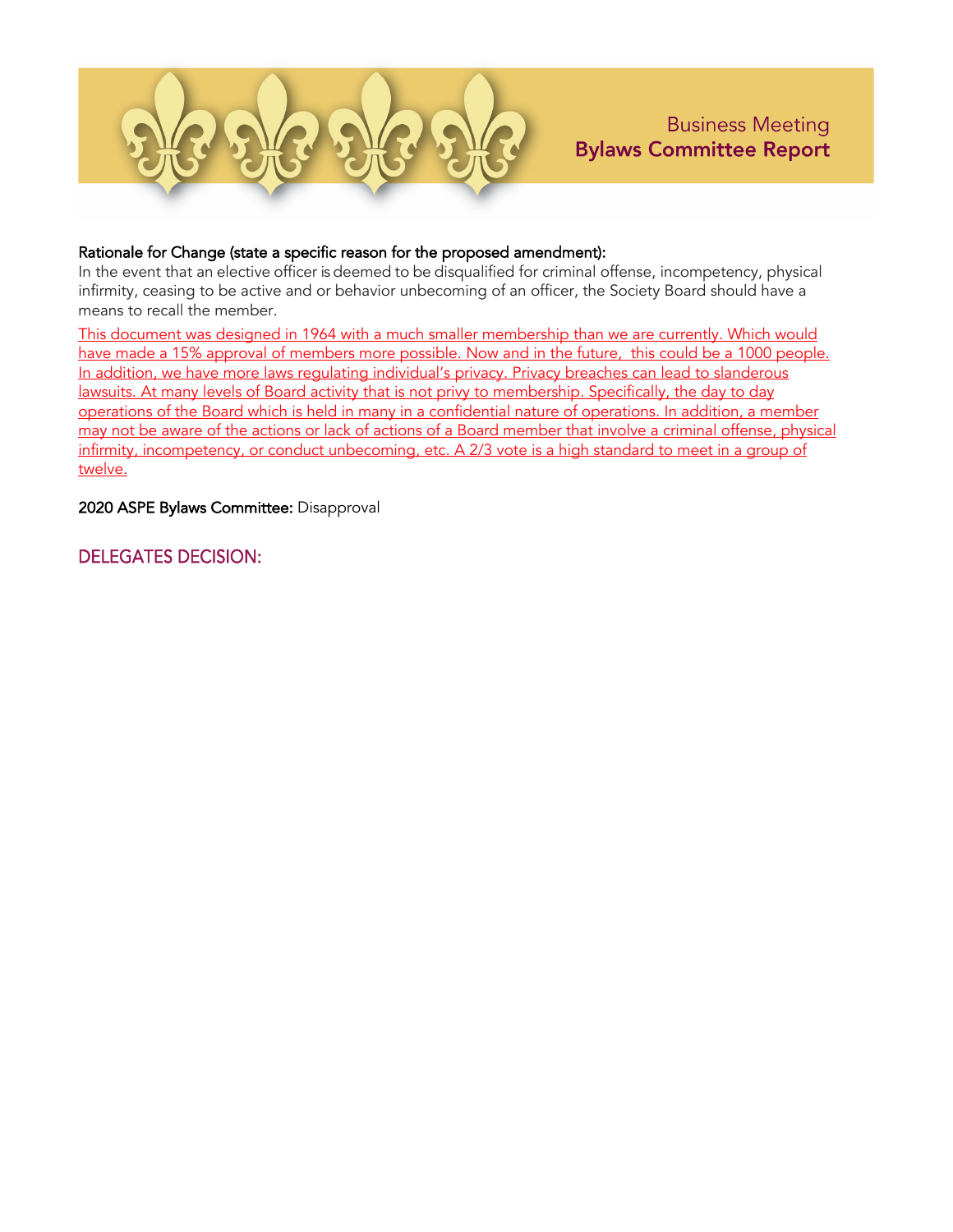Business Meeting
**Bylaws Committee Report**

**Rationale for Change (state a specific reason for the proposed amendment):**

In the event that an elective officer is deemed to be disqualified for criminal offense, incompetency, physical infirmity, ceasing to be active and or behavior unbecoming of an officer, the Society Board should have a means to recall the member.

<u>This document was designed in 1964 with a much smaller membership than we are currently. Which would have made a 15% approval of members more possible. Now and in the future, this could be a 1000 people. In addition, we have more laws regulating individual's privacy. Privacy breaches can lead to slanderous lawsuits. At many levels of Board activity that is not privy to membership. Specifically, the day to day operations of the Board which is held in many in a confidential nature of operations. In addition, a member may not be aware of the actions or lack of actions of a Board member that involve a criminal offense, physical infirmity, incompetency, or conduct unbecoming, etc. A 2/3 vote is a high standard to meet in a group of twelve.</u>

**2020 ASPE Bylaws Committee:** Disapproval

## DELEGATES DECISION: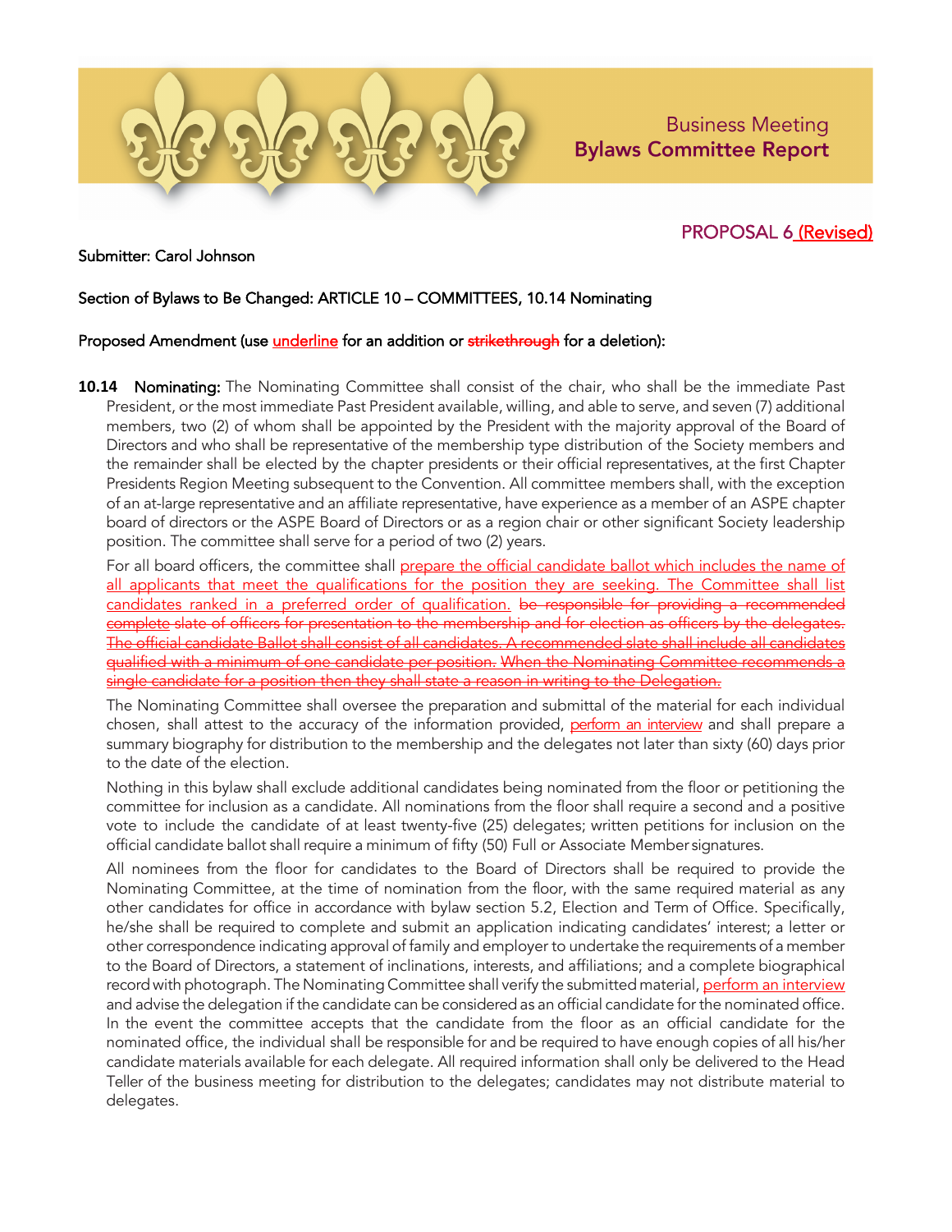Business Meeting
**Bylaws Committee Report**

PROPOSAL 6 <u>(Revised)</u>

Submitter: Carol Johnson

Section of Bylaws to Be Changed: ARTICLE 10 – COMMITTEES, 10.14 Nominating

Proposed Amendment (use <u>underline</u> for an addition or ~~strikethrough~~ for a deletion):

**10.14 Nominating:** The Nominating Committee shall consist of the chair, who shall be the immediate Past President, or the most immediate Past President available, willing, and able to serve, and seven (7) additional members, two (2) of whom shall be appointed by the President with the majority approval of the Board of Directors and who shall be representative of the membership type distribution of the Society members and the remainder shall be elected by the chapter presidents or their official representatives, at the first Chapter Presidents Region Meeting subsequent to the Convention. All committee members shall, with the exception of an at-large representative and an affiliate representative, have experience as a member of an ASPE chapter board of directors or the ASPE Board of Directors or as a region chair or other significant Society leadership position. The committee shall serve for a period of two (2) years.

For all board officers, the committee shall <u>prepare the official candidate ballot which includes the name of all applicants that meet the qualifications for the position they are seeking. The Committee shall list candidates ranked in a preferred order of qualification.</u> ~~be responsible for providing a recommended~~ ~~complete~~ ~~slate of officers for presentation to the membership and for election as officers by the delegates. The official candidate Ballot shall consist of all candidates. A recommended slate shall include all candidates qualified with a minimum of one candidate per position. When the Nominating Committee recommends a single candidate for a position then they shall state a reason in writing to the Delegation.~~

The Nominating Committee shall oversee the preparation and submittal of the material for each individual chosen, shall attest to the accuracy of the information provided, <u>perform an interview</u> and shall prepare a summary biography for distribution to the membership and the delegates not later than sixty (60) days prior to the date of the election.

Nothing in this bylaw shall exclude additional candidates being nominated from the floor or petitioning the committee for inclusion as a candidate. All nominations from the floor shall require a second and a positive vote to include the candidate of at least twenty-five (25) delegates; written petitions for inclusion on the official candidate ballot shall require a minimum of fifty (50) Full or Associate Member signatures.

All nominees from the floor for candidates to the Board of Directors shall be required to provide the Nominating Committee, at the time of nomination from the floor, with the same required material as any other candidates for office in accordance with bylaw section 5.2, Election and Term of Office. Specifically, he/she shall be required to complete and submit an application indicating candidates' interest; a letter or other correspondence indicating approval of family and employer to undertake the requirements of a member to the Board of Directors, a statement of inclinations, interests, and affiliations; and a complete biographical record with photograph. The Nominating Committee shall verify the submitted material, <u>perform an interview</u> and advise the delegation if the candidate can be considered as an official candidate for the nominated office. In the event the committee accepts that the candidate from the floor as an official candidate for the nominated office, the individual shall be responsible for and be required to have enough copies of all his/her candidate materials available for each delegate. All required information shall only be delivered to the Head Teller of the business meeting for distribution to the delegates; candidates may not distribute material to delegates.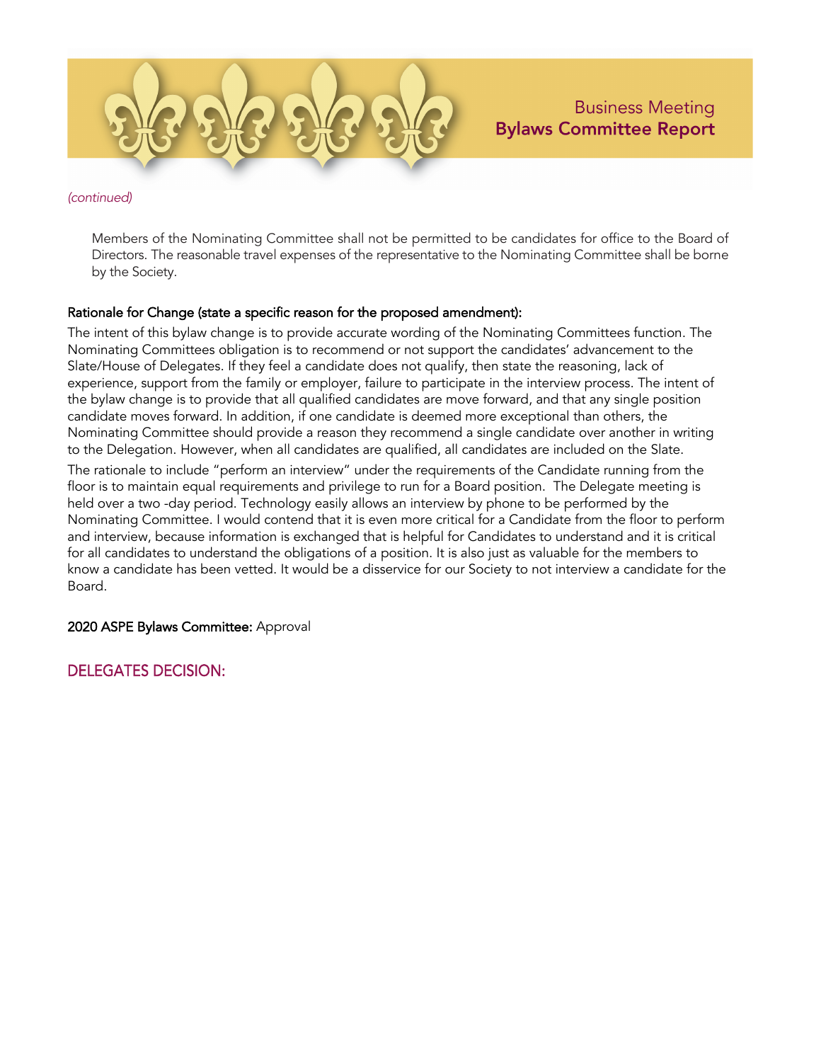*(continued)*

> Members of the Nominating Committee shall not be permitted to be candidates for office to the Board of Directors. The reasonable travel expenses of the representative to the Nominating Committee shall be borne by the Society.

**Rationale for Change (state a specific reason for the proposed amendment):**

The intent of this bylaw change is to provide accurate wording of the Nominating Committees function. The Nominating Committees obligation is to recommend or not support the candidates' advancement to the Slate/House of Delegates. If they feel a candidate does not qualify, then state the reasoning, lack of experience, support from the family or employer, failure to participate in the interview process. The intent of the bylaw change is to provide that all qualified candidates are move forward, and that any single position candidate moves forward. In addition, if one candidate is deemed more exceptional than others, the Nominating Committee should provide a reason they recommend a single candidate over another in writing to the Delegation. However, when all candidates are qualified, all candidates are included on the Slate.

The rationale to include "perform an interview" under the requirements of the Candidate running from the floor is to maintain equal requirements and privilege to run for a Board position. The Delegate meeting is held over a two -day period. Technology easily allows an interview by phone to be performed by the Nominating Committee. I would contend that it is even more critical for a Candidate from the floor to perform and interview, because information is exchanged that is helpful for Candidates to understand and it is critical for all candidates to understand the obligations of a position. It is also just as valuable for the members to know a candidate has been vetted. It would be a disservice for our Society to not interview a candidate for the Board.

**2020 ASPE Bylaws Committee:** Approval

## DELEGATES DECISION: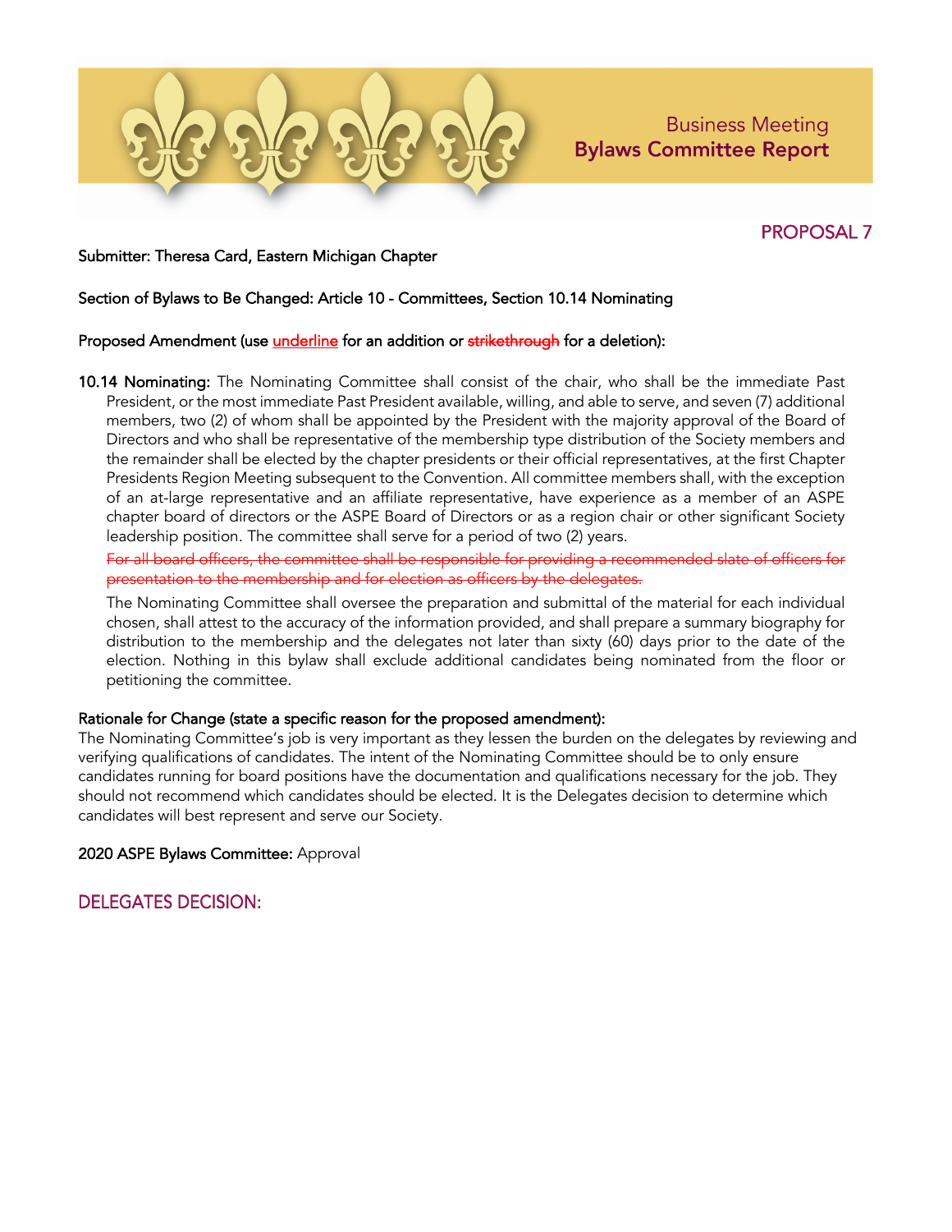Business Meeting
**Bylaws Committee Report**

## PROPOSAL 7

Submitter: Theresa Card, Eastern Michigan Chapter

Section of Bylaws to Be Changed: Article 10 - Committees, Section 10.14 Nominating

Proposed Amendment (use <u>underline</u> for an addition or ~~strikethrough~~ for a deletion):

**10.14 Nominating:** The Nominating Committee shall consist of the chair, who shall be the immediate Past President, or the most immediate Past President available, willing, and able to serve, and seven (7) additional members, two (2) of whom shall be appointed by the President with the majority approval of the Board of Directors and who shall be representative of the membership type distribution of the Society members and the remainder shall be elected by the chapter presidents or their official representatives, at the first Chapter Presidents Region Meeting subsequent to the Convention. All committee members shall, with the exception of an at-large representative and an affiliate representative, have experience as a member of an ASPE chapter board of directors or the ASPE Board of Directors or as a region chair or other significant Society leadership position. The committee shall serve for a period of two (2) years.

~~For all board officers, the committee shall be responsible for providing a recommended slate of officers for presentation to the membership and for election as officers by the delegates.~~

The Nominating Committee shall oversee the preparation and submittal of the material for each individual chosen, shall attest to the accuracy of the information provided, and shall prepare a summary biography for distribution to the membership and the delegates not later than sixty (60) days prior to the date of the election. Nothing in this bylaw shall exclude additional candidates being nominated from the floor or petitioning the committee.

Rationale for Change (state a specific reason for the proposed amendment):
The Nominating Committee's job is very important as they lessen the burden on the delegates by reviewing and verifying qualifications of candidates. The intent of the Nominating Committee should be to only ensure candidates running for board positions have the documentation and qualifications necessary for the job. They should not recommend which candidates should be elected. It is the Delegates decision to determine which candidates will best represent and serve our Society.

**2020 ASPE Bylaws Committee:** Approval

## DELEGATES DECISION: